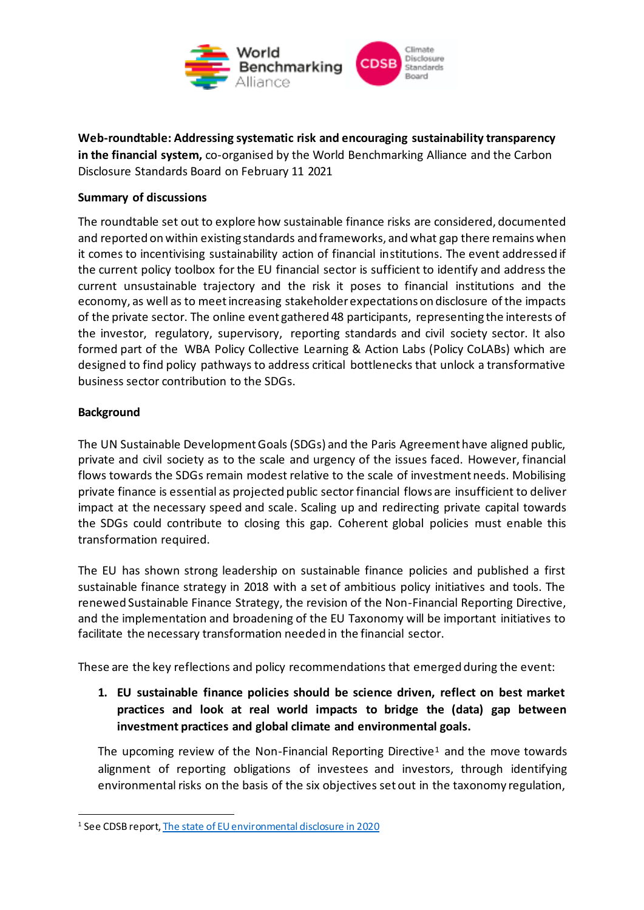**Web-roundtable: Addressing systematic risk and encouraging sustainability transparency in the financial system,** co-organised by the World Benchmarking Alliance and the Carbon Disclosure Standards Board on February 11 2021

**Summary of discussions**

The roundtable set out to explore how sustainable finance risks are considered, documented and reported on within existing standards and frameworks, and what gap there remains when it comes to incentivising sustainability action of financial institutions. The event addressed if the current policy toolbox for the EU financial sector is sufficient to identify and address the current unsustainable trajectory and the risk it poses to financial institutions and the economy, as well as to meet increasing stakeholder expectations on disclosure of the impacts of the private sector. The online event gathered 48 participants, representing the interests of the investor, regulatory, supervisory, reporting standards and civil society sector. It also formed part of the WBA Policy Collective Learning & Action Labs (Policy CoLABs) which are designed to find policy pathways to address critical bottlenecks that unlock a transformative business sector contribution to the SDGs.

**Background**

The UN Sustainable Development Goals (SDGs) and the Paris Agreement have aligned public, private and civil society as to the scale and urgency of the issues faced. However, financial flows towards the SDGs remain modest relative to the scale of investment needs. Mobilising private finance is essential as projected public sector financial flows are insufficient to deliver impact at the necessary speed and scale. Scaling up and redirecting private capital towards the SDGs could contribute to closing this gap. Coherent global policies must enable this transformation required.

The EU has shown strong leadership on sustainable finance policies and published a first sustainable finance strategy in 2018 with a set of ambitious policy initiatives and tools. The renewed Sustainable Finance Strategy, the revision of the Non-Financial Reporting Directive, and the implementation and broadening of the EU Taxonomy will be important initiatives to facilitate the necessary transformation needed in the financial sector.

These are the key reflections and policy recommendations that emerged during the event:

1. **EU sustainable finance policies should be science driven, reflect on best market practices and look at real world impacts to bridge the (data) gap between investment practices and global climate and environmental goals.**

The upcoming review of the Non-Financial Reporting Directive[1] and the move towards alignment of reporting obligations of investees and investors, through identifying environmental risks on the basis of the six objectives set out in the taxonomy regulation,

[1] See CDSB report, The state of EU environmental disclosure in 2020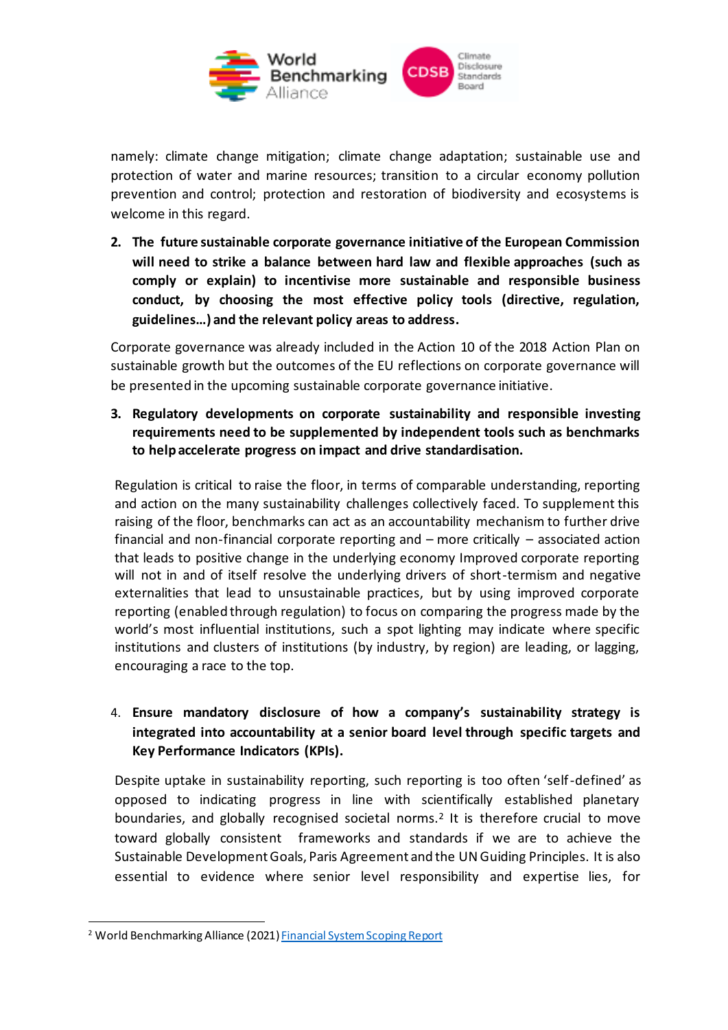namely: climate change mitigation; climate change adaptation; sustainable use and protection of water and marine resources; transition to a circular economy pollution prevention and control; protection and restoration of biodiversity and ecosystems is welcome in this regard.

2. **The future sustainable corporate governance initiative of the European Commission will need to strike a balance between hard law and flexible approaches (such as comply or explain) to incentivise more sustainable and responsible business conduct, by choosing the most effective policy tools (directive, regulation, guidelines…) and the relevant policy areas to address.**

Corporate governance was already included in the Action 10 of the 2018 Action Plan on sustainable growth but the outcomes of the EU reflections on corporate governance will be presented in the upcoming sustainable corporate governance initiative.

3. **Regulatory developments on corporate sustainability and responsible investing requirements need to be supplemented by independent tools such as benchmarks to help accelerate progress on impact and drive standardisation.**

Regulation is critical to raise the floor, in terms of comparable understanding, reporting and action on the many sustainability challenges collectively faced. To supplement this raising of the floor, benchmarks can act as an accountability mechanism to further drive financial and non-financial corporate reporting and – more critically – associated action that leads to positive change in the underlying economy Improved corporate reporting will not in and of itself resolve the underlying drivers of short-termism and negative externalities that lead to unsustainable practices, but by using improved corporate reporting (enabled through regulation) to focus on comparing the progress made by the world's most influential institutions, such a spot lighting may indicate where specific institutions and clusters of institutions (by industry, by region) are leading, or lagging, encouraging a race to the top.

4. **Ensure mandatory disclosure of how a company's sustainability strategy is integrated into accountability at a senior board level through specific targets and Key Performance Indicators (KPIs).**

Despite uptake in sustainability reporting, such reporting is too often 'self-defined' as opposed to indicating progress in line with scientifically established planetary boundaries, and globally recognised societal norms.[2] It is therefore crucial to move toward globally consistent frameworks and standards if we are to achieve the Sustainable Development Goals, Paris Agreement and the UN Guiding Principles. It is also essential to evidence where senior level responsibility and expertise lies, for

[2] World Benchmarking Alliance (2021) Financial System Scoping Report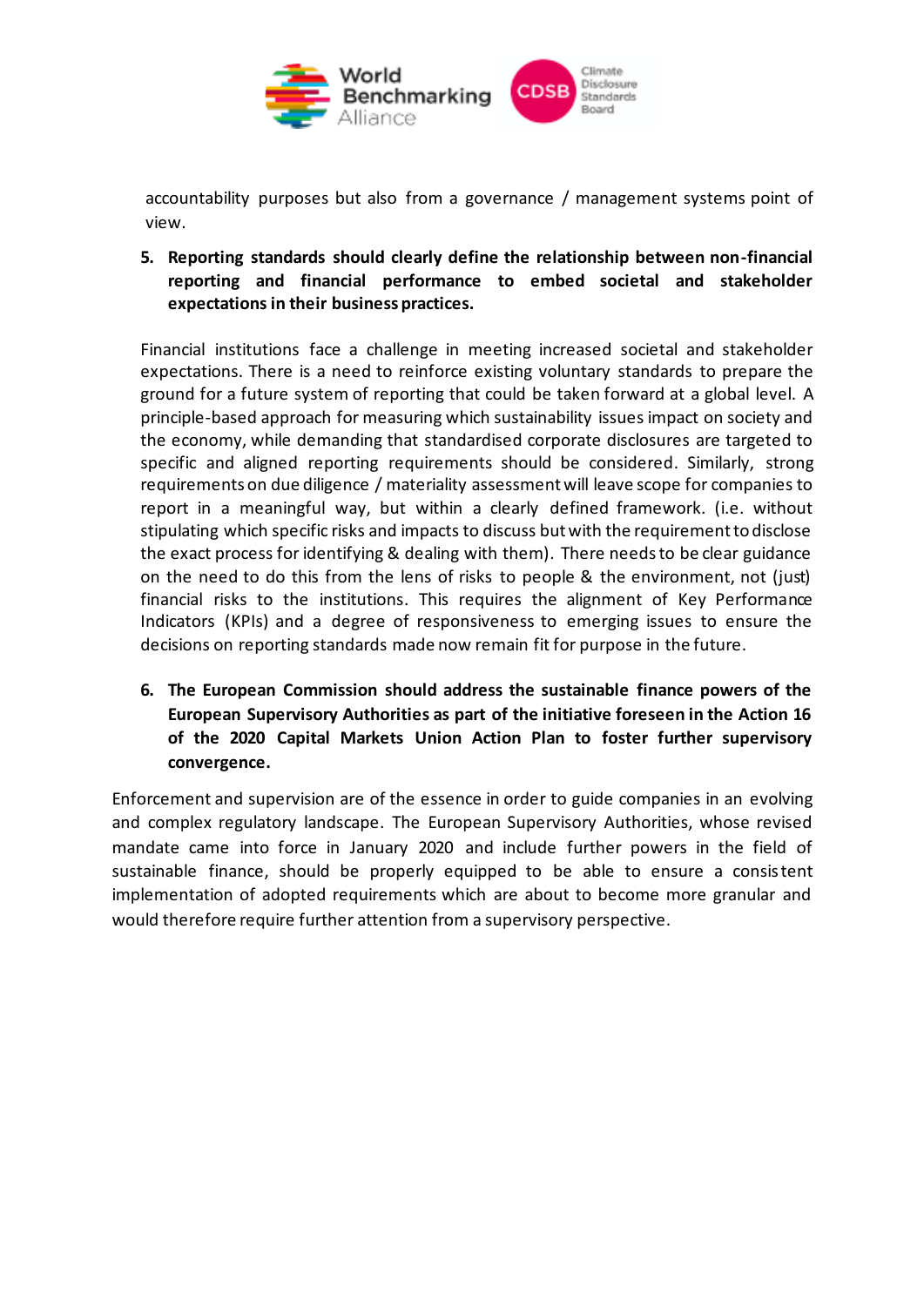accountability purposes but also from a governance / management systems point of view.

5. **Reporting standards should clearly define the relationship between non-financial reporting and financial performance to embed societal and stakeholder expectations in their business practices.**

Financial institutions face a challenge in meeting increased societal and stakeholder expectations. There is a need to reinforce existing voluntary standards to prepare the ground for a future system of reporting that could be taken forward at a global level. A principle-based approach for measuring which sustainability issues impact on society and the economy, while demanding that standardised corporate disclosures are targeted to specific and aligned reporting requirements should be considered. Similarly, strong requirements on due diligence / materiality assessment will leave scope for companies to report in a meaningful way, but within a clearly defined framework. (i.e. without stipulating which specific risks and impacts to discuss but with the requirement to disclose the exact process for identifying & dealing with them). There needs to be clear guidance on the need to do this from the lens of risks to people & the environment, not (just) financial risks to the institutions. This requires the alignment of Key Performance Indicators (KPIs) and a degree of responsiveness to emerging issues to ensure the decisions on reporting standards made now remain fit for purpose in the future.

6. **The European Commission should address the sustainable finance powers of the European Supervisory Authorities as part of the initiative foreseen in the Action 16 of the 2020 Capital Markets Union Action Plan to foster further supervisory convergence.**

Enforcement and supervision are of the essence in order to guide companies in an evolving and complex regulatory landscape. The European Supervisory Authorities, whose revised mandate came into force in January 2020 and include further powers in the field of sustainable finance, should be properly equipped to be able to ensure a consistent implementation of adopted requirements which are about to become more granular and would therefore require further attention from a supervisory perspective.